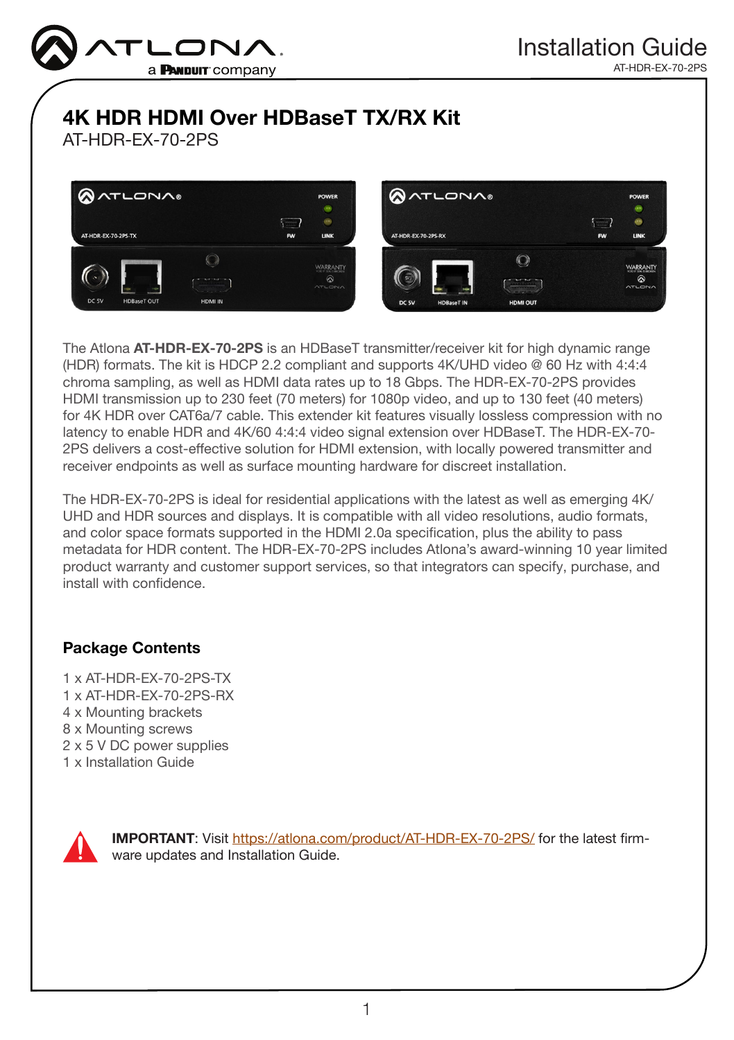# 4K HDR HDMI Over HDBaseT TX/RX Kit

AT-HDR-EX-70-2PS

The Atlona **AT-HDR-EX-70-2PS** is an HDBaseT transmitter/receiver kit for high dynamic range (HDR) formats. The kit is HDCP 2.2 compliant and supports 4K/UHD video @ 60 Hz with 4:4:4 chroma sampling, as well as HDMI data rates up to 18 Gbps. The HDR-EX-70-2PS provides HDMI transmission up to 230 feet (70 meters) for 1080p video, and up to 130 feet (40 meters) for 4K HDR over CAT6a/7 cable. This extender kit features visually lossless compression with no latency to enable HDR and 4K/60 4:4:4 video signal extension over HDBaseT. The HDR-EX-70-2PS delivers a cost-effective solution for HDMI extension, with locally powered transmitter and receiver endpoints as well as surface mounting hardware for discreet installation.

The HDR-EX-70-2PS is ideal for residential applications with the latest as well as emerging 4K/UHD and HDR sources and displays. It is compatible with all video resolutions, audio formats, and color space formats supported in the HDMI 2.0a specification, plus the ability to pass metadata for HDR content. The HDR-EX-70-2PS includes Atlona's award-winning 10 year limited product warranty and customer support services, so that integrators can specify, purchase, and install with confidence.

## Package Contents

1 x AT-HDR-EX-70-2PS-TX  
1 x AT-HDR-EX-70-2PS-RX  
4 x Mounting brackets  
8 x Mounting screws  
2 x 5 V DC power supplies  
1 x Installation Guide

**IMPORTANT**: Visit https://atlona.com/product/AT-HDR-EX-70-2PS/ for the latest firmware updates and Installation Guide.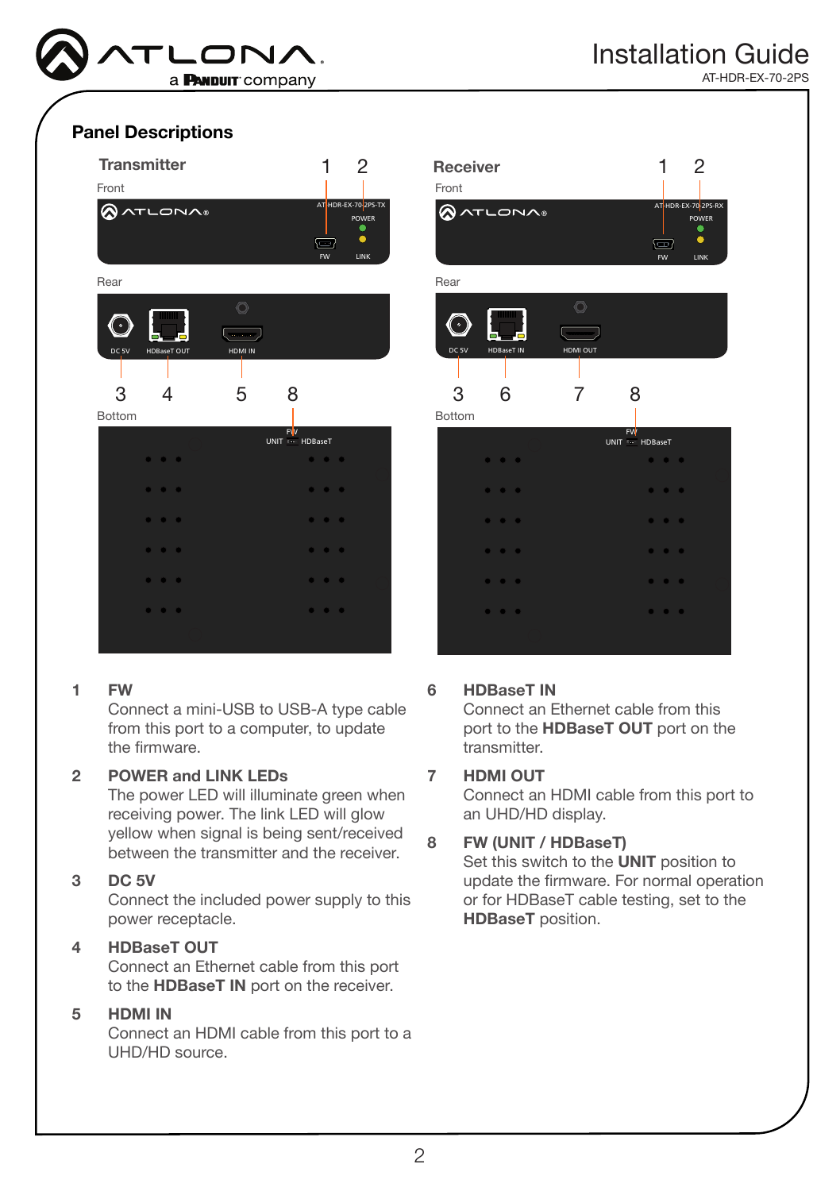## Panel Descriptions

### Transmitter

Front

Rear

Bottom

### Receiver

Front

Rear

Bottom

1 **FW**
Connect a mini-USB to USB-A type cable from this port to a computer, to update the firmware.

2 **POWER and LINK LEDs**
The power LED will illuminate green when receiving power. The link LED will glow yellow when signal is being sent/received between the transmitter and the receiver.

3 **DC 5V**
Connect the included power supply to this power receptacle.

4 **HDBaseT OUT**
Connect an Ethernet cable from this port to the **HDBaseT IN** port on the receiver.

5 **HDMI IN**
Connect an HDMI cable from this port to a UHD/HD source.

6 **HDBaseT IN**
Connect an Ethernet cable from this port to the **HDBaseT OUT** port on the transmitter.

7 **HDMI OUT**
Connect an HDMI cable from this port to an UHD/HD display.

8 **FW (UNIT / HDBaseT)**
Set this switch to the **UNIT** position to update the firmware. For normal operation or for HDBaseT cable testing, set to the **HDBaseT** position.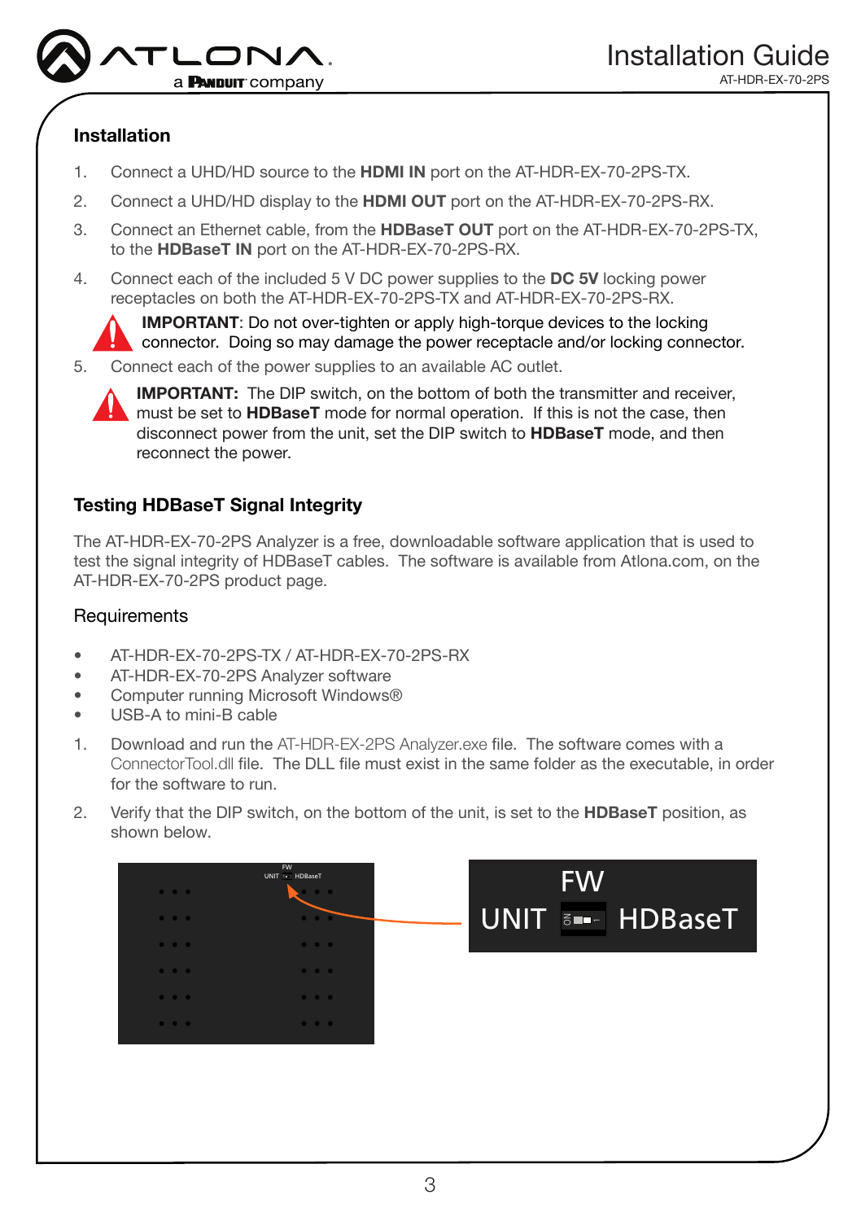## Installation

1. Connect a UHD/HD source to the **HDMI IN** port on the AT-HDR-EX-70-2PS-TX.
2. Connect a UHD/HD display to the **HDMI OUT** port on the AT-HDR-EX-70-2PS-RX.
3. Connect an Ethernet cable, from the **HDBaseT OUT** port on the AT-HDR-EX-70-2PS-TX, to the **HDBaseT IN** port on the AT-HDR-EX-70-2PS-RX.
4. Connect each of the included 5 V DC power supplies to the **DC 5V** locking power receptacles on both the AT-HDR-EX-70-2PS-TX and AT-HDR-EX-70-2PS-RX.

   **IMPORTANT**: Do not over-tighten or apply high-torque devices to the locking connector. Doing so may damage the power receptacle and/or locking connector.

5. Connect each of the power supplies to an available AC outlet.

   **IMPORTANT:** The DIP switch, on the bottom of both the transmitter and receiver, must be set to **HDBaseT** mode for normal operation. If this is not the case, then disconnect power from the unit, set the DIP switch to **HDBaseT** mode, and then reconnect the power.

## Testing HDBaseT Signal Integrity

The AT-HDR-EX-70-2PS Analyzer is a free, downloadable software application that is used to test the signal integrity of HDBaseT cables. The software is available from Atlona.com, on the AT-HDR-EX-70-2PS product page.

### Requirements

- AT-HDR-EX-70-2PS-TX / AT-HDR-EX-70-2PS-RX
- AT-HDR-EX-70-2PS Analyzer software
- Computer running Microsoft Windows®
- USB-A to mini-B cable

1. Download and run the AT-HDR-EX-2PS Analyzer.exe file. The software comes with a ConnectorTool.dll file. The DLL file must exist in the same folder as the executable, in order for the software to run.
2. Verify that the DIP switch, on the bottom of the unit, is set to the **HDBaseT** position, as shown below.

FW
UNIT HDBaseT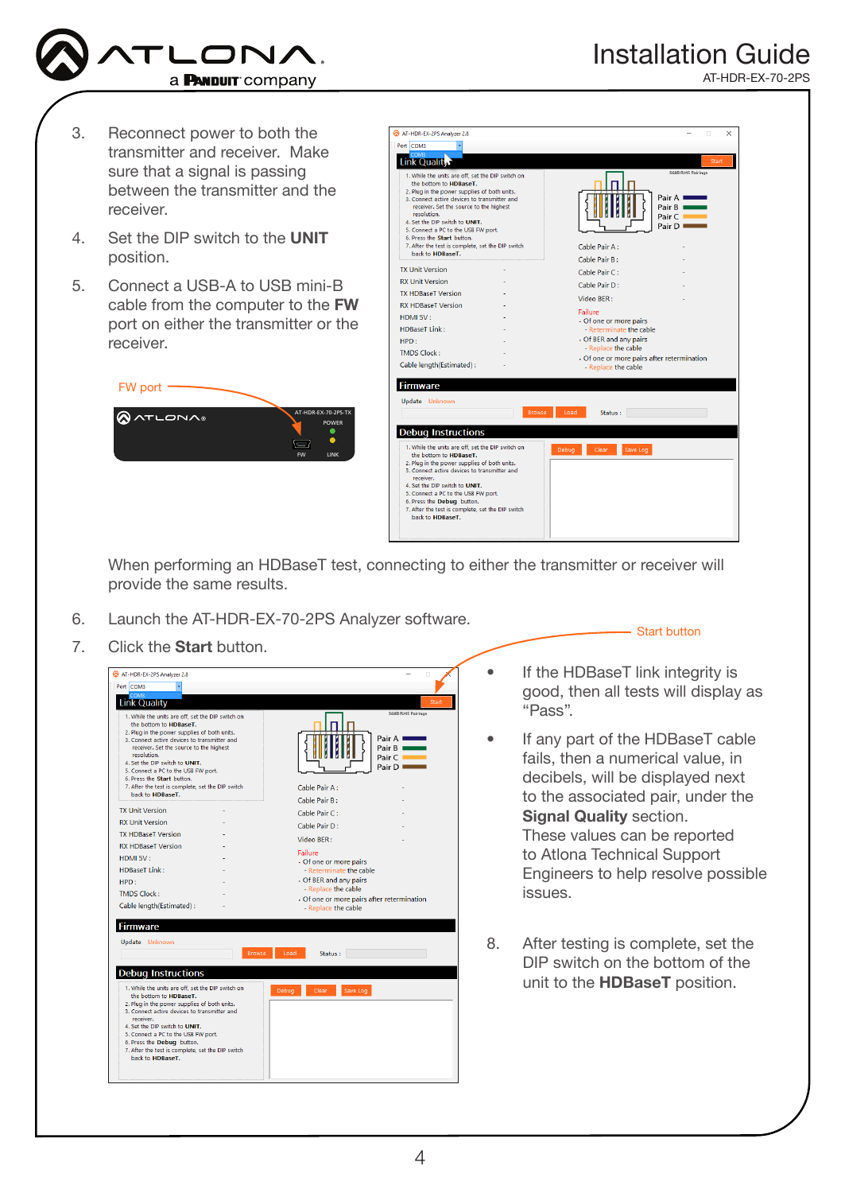3. Reconnect power to both the transmitter and receiver. Make sure that a signal is passing between the transmitter and the receiver.

4. Set the DIP switch to the **UNIT** position.

5. Connect a USB-A to USB mini-B cable from the computer to the **FW** port on either the transmitter or the receiver.

FW port

When performing an HDBaseT test, connecting to either the transmitter or receiver will provide the same results.

6. Launch the AT-HDR-EX-70-2PS Analyzer software.

7. Click the **Start** button.

Start button

- If the HDBaseT link integrity is good, then all tests will display as “Pass”.
- If any part of the HDBaseT cable fails, then a numerical value, in decibels, will be displayed next to the associated pair, under the **Signal Quality** section. These values can be reported to Atlona Technical Support Engineers to help resolve possible issues.

8. After testing is complete, set the DIP switch on the bottom of the unit to the **HDBaseT** position.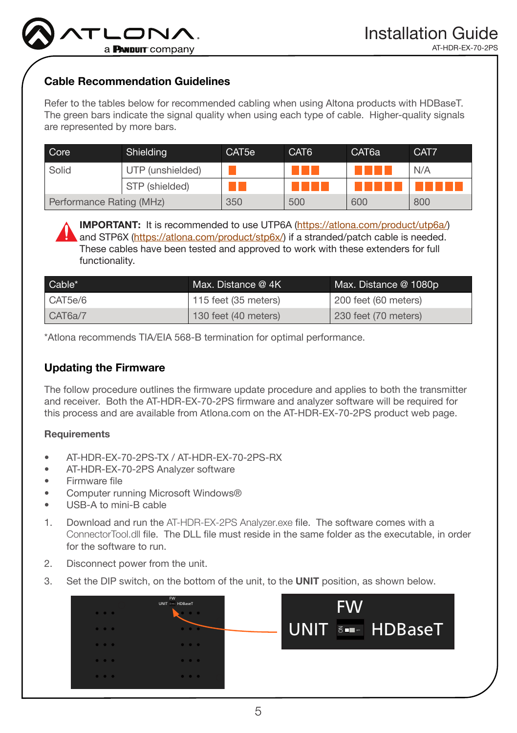## Cable Recommendation Guidelines

Refer to the tables below for recommended cabling when using Altona products with HDBaseT. The green bars indicate the signal quality when using each type of cable. Higher-quality signals are represented by more bars.

| Core | Shielding | CAT5e | CAT6 | CAT6a | CAT7 |
|---|---|---|---|---|---|
| Solid | UTP (unshielded) | ■ | ■■■ | ■■■■ | N/A |
| | STP (shielded) | ■■ | ■■■■ | ■■■■■ | ■■■■■ |
| Performance Rating (MHz) | | 350 | 500 | 600 | 800 |

**IMPORTANT:** It is recommended to use UTP6A (https://atlona.com/product/utp6a/) and STP6X (https://atlona.com/product/stp6x/) if a stranded/patch cable is needed. These cables have been tested and approved to work with these extenders for full functionality.

| Cable* | Max. Distance @ 4K | Max. Distance @ 1080p |
|---|---|---|
| CAT5e/6 | 115 feet (35 meters) | 200 feet (60 meters) |
| CAT6a/7 | 130 feet (40 meters) | 230 feet (70 meters) |

*Atlona recommends TIA/EIA 568-B termination for optimal performance.

## Updating the Firmware

The follow procedure outlines the firmware update procedure and applies to both the transmitter and receiver. Both the AT-HDR-EX-70-2PS firmware and analyzer software will be required for this process and are available from Atlona.com on the AT-HDR-EX-70-2PS product web page.

### Requirements

- AT-HDR-EX-70-2PS-TX / AT-HDR-EX-70-2PS-RX
- AT-HDR-EX-70-2PS Analyzer software
- Firmware file
- Computer running Microsoft Windows®
- USB-A to mini-B cable

1. Download and run the AT-HDR-EX-2PS Analyzer.exe file. The software comes with a ConnectorTool.dll file. The DLL file must reside in the same folder as the executable, in order for the software to run.
2. Disconnect power from the unit.
3. Set the DIP switch, on the bottom of the unit, to the **UNIT** position, as shown below.

FW
UNIT ON HDBaseT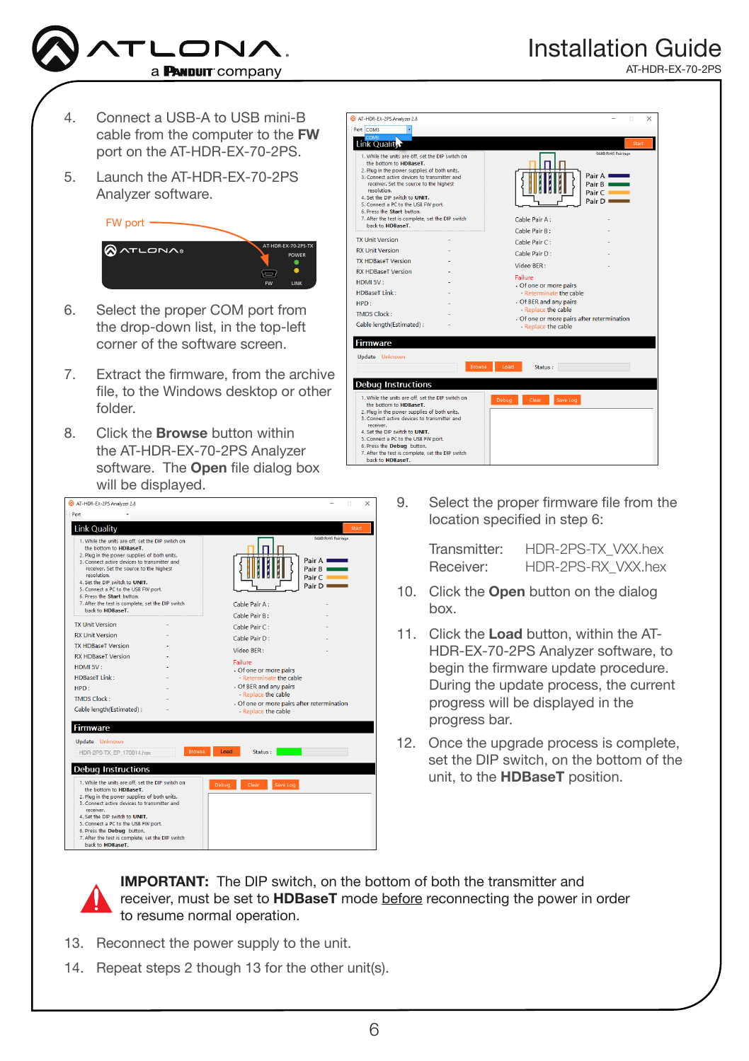4. Connect a USB-A to USB mini-B cable from the computer to the **FW** port on the AT-HDR-EX-70-2PS.

5. Launch the AT-HDR-EX-70-2PS Analyzer software.

6. Select the proper COM port from the drop-down list, in the top-left corner of the software screen.

7. Extract the firmware, from the archive file, to the Windows desktop or other folder.

8. Click the **Browse** button within the AT-HDR-EX-70-2PS Analyzer software. The **Open** file dialog box will be displayed.

9. Select the proper firmware file from the location specified in step 6:

   Transmitter: HDR-2PS-TX_VXX.hex
   Receiver: HDR-2PS-RX_VXX.hex

10. Click the **Open** button on the dialog box.

11. Click the **Load** button, within the AT-HDR-EX-70-2PS Analyzer software, to begin the firmware update procedure. During the update process, the current progress will be displayed in the progress bar.

12. Once the upgrade process is complete, set the DIP switch, on the bottom of the unit, to the **HDBaseT** position.

**IMPORTANT:** The DIP switch, on the bottom of both the transmitter and receiver, must be set to **HDBaseT** mode before reconnecting the power in order to resume normal operation.

13. Reconnect the power supply to the unit.

14. Repeat steps 2 though 13 for the other unit(s).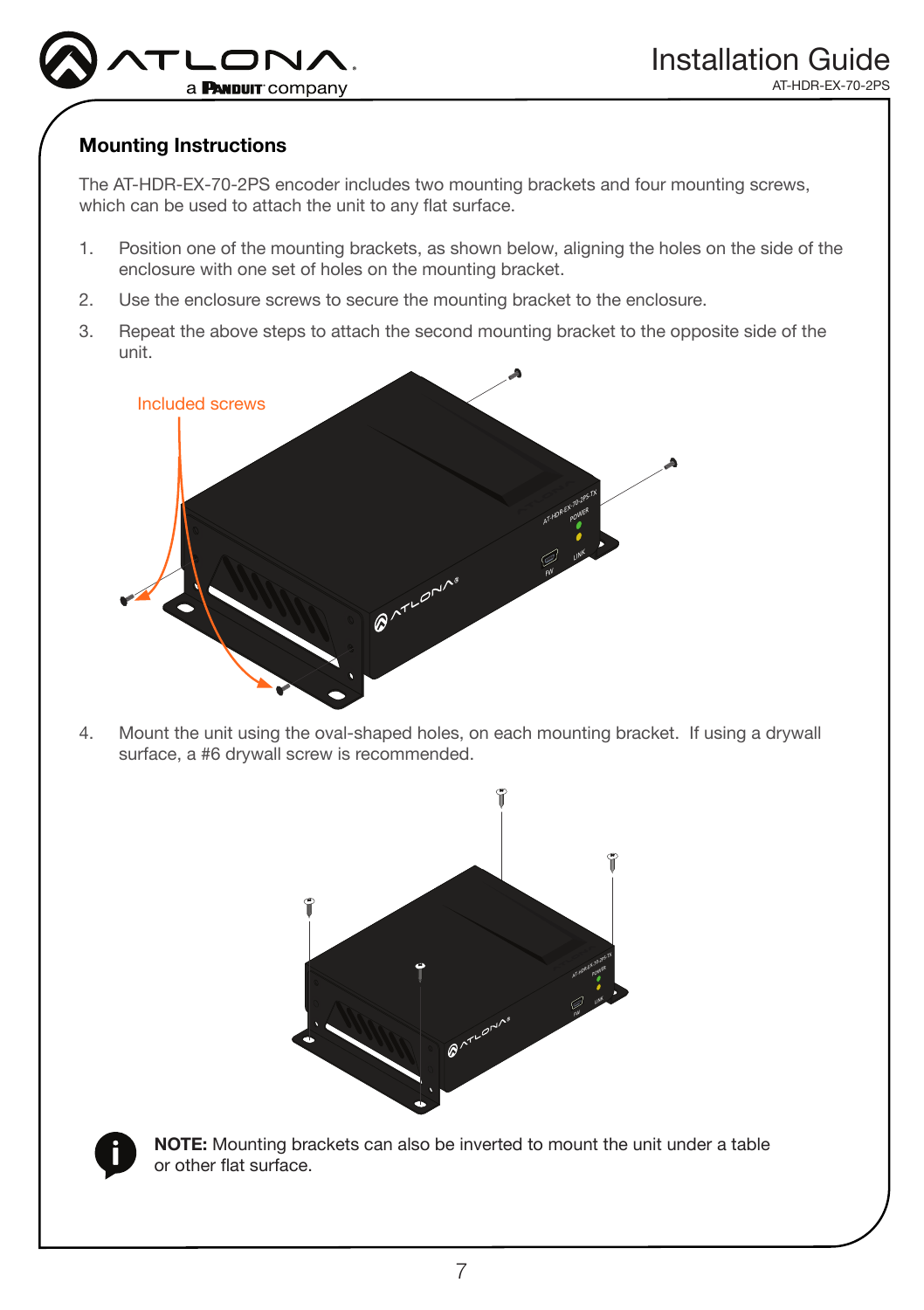## Mounting Instructions

The AT-HDR-EX-70-2PS encoder includes two mounting brackets and four mounting screws, which can be used to attach the unit to any flat surface.

1. Position one of the mounting brackets, as shown below, aligning the holes on the side of the enclosure with one set of holes on the mounting bracket.
2. Use the enclosure screws to secure the mounting bracket to the enclosure.
3. Repeat the above steps to attach the second mounting bracket to the opposite side of the unit.

Included screws

4. Mount the unit using the oval-shaped holes, on each mounting bracket. If using a drywall surface, a #6 drywall screw is recommended.

**NOTE:** Mounting brackets can also be inverted to mount the unit under a table or other flat surface.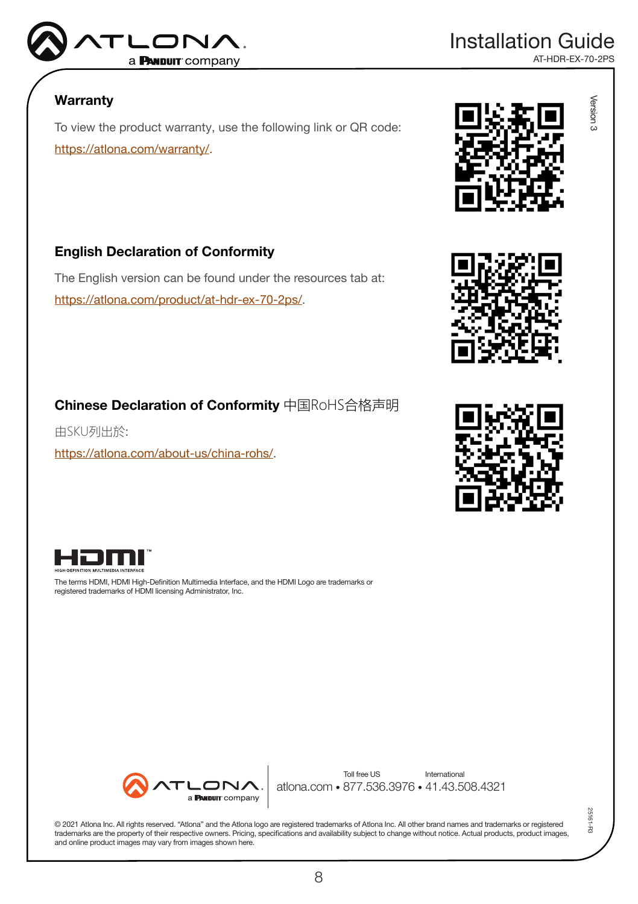## Warranty

To view the product warranty, use the following link or QR code:

https://atlona.com/warranty/.

## English Declaration of Conformity

The English version can be found under the resources tab at:

https://atlona.com/product/at-hdr-ex-70-2ps/.

## Chinese Declaration of Conformity 中国RoHS合格声明

由SKU列出於:

https://atlona.com/about-us/china-rohs/.

The terms HDMI, HDMI High-Definition Multimedia Interface, and the HDMI Logo are trademarks or registered trademarks of HDMI licensing Administrator, Inc.

Toll free US International

atlona.com • 877.536.3976 • 41.43.508.4321

© 2021 Atlona Inc. All rights reserved. "Atlona" and the Atlona logo are registered trademarks of Atlona Inc. All other brand names and trademarks or registered trademarks are the property of their respective owners. Pricing, specifications and availability subject to change without notice. Actual products, product images, and online product images may vary from images shown here.

25161-R3